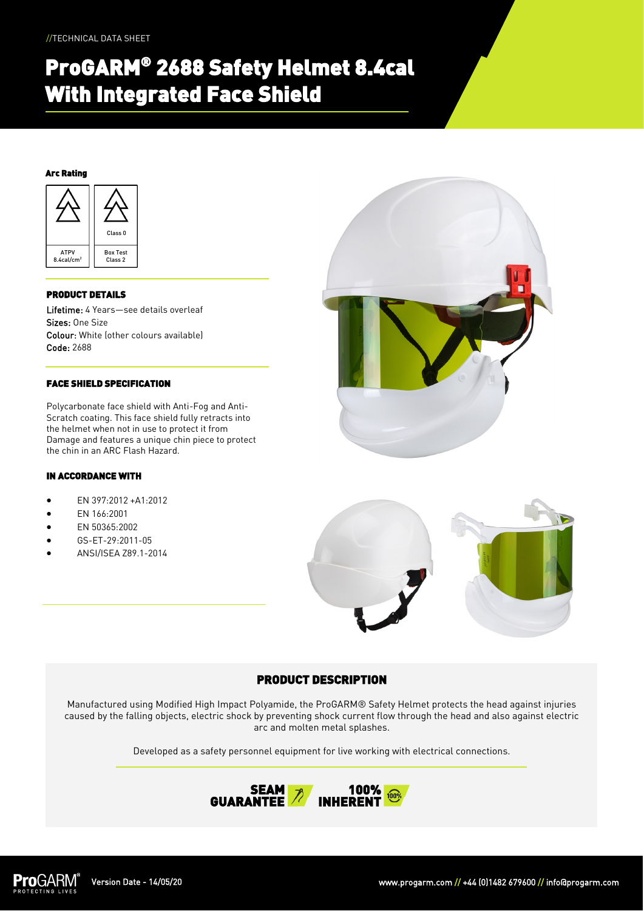//TECHNICAL DATA SHEET

# ProGARM® 2688 Safety Helmet 8.4cal With Integrated Face Shield

### Arc Rating

| ATPV 8.4cal/cm² | Class 0 Box Test Class 2 |
| --- | --- |

### PRODUCT DETAILS

**Lifetime:** 4 Years—see details overleaf
**Sizes:** One Size
**Colour:** White (other colours available)
**Code:** 2688

### FACE SHIELD SPECIFICATION

Polycarbonate face shield with Anti-Fog and Anti-Scratch coating. This face shield fully retracts into the helmet when not in use to protect it from Damage and features a unique chin piece to protect the chin in an ARC Flash Hazard.

### IN ACCORDANCE WITH

- EN 397:2012 +A1:2012
- EN 166:2001
- EN 50365:2002
- GS-ET-29:2011-05
- ANSI/ISEA Z89.1-2014

## PRODUCT DESCRIPTION

Manufactured using Modified High Impact Polyamide, the ProGARM® Safety Helmet protects the head against injuries caused by the falling objects, electric shock by preventing shock current flow through the head and also against electric arc and molten metal splashes.

Developed as a safety personnel equipment for live working with electrical connections.

SEAM GUARANTEE 100% INHERENT

Version Date - 14/05/20

www.progarm.com // +44 (0)1482 679600 // info@progarm.com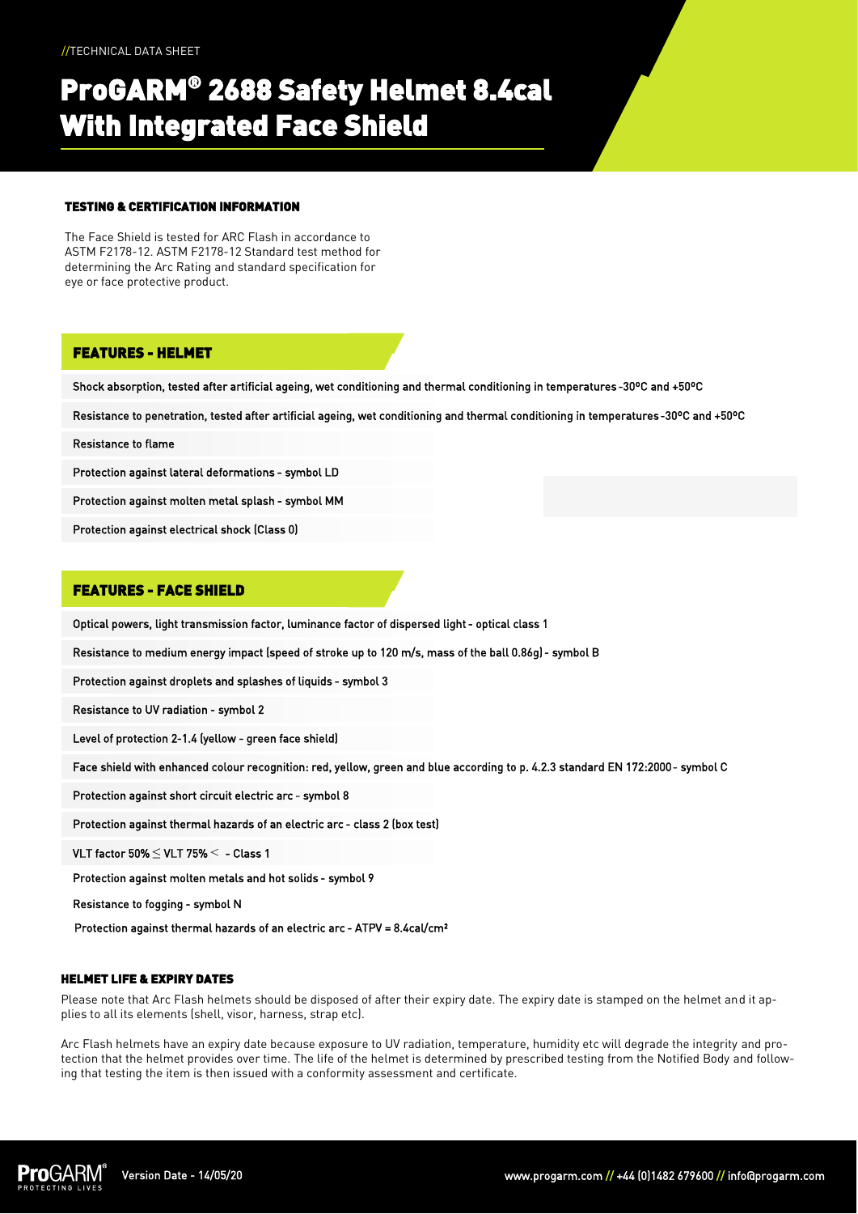//TECHNICAL DATA SHEET

# ProGARM® 2688 Safety Helmet 8.4cal With Integrated Face Shield

### TESTING & CERTIFICATION INFORMATION

The Face Shield is tested for ARC Flash in accordance to ASTM F2178-12. ASTM F2178-12 Standard test method for determining the Arc Rating and standard specification for eye or face protective product.

## FEATURES - HELMET

- Shock absorption, tested after artificial ageing, wet conditioning and thermal conditioning in temperatures -30ºC and +50ºC
- Resistance to penetration, tested after artificial ageing, wet conditioning and thermal conditioning in temperatures -30ºC and +50ºC
- Resistance to flame
- Protection against lateral deformations - symbol LD
- Protection against molten metal splash - symbol MM
- Protection against electrical shock (Class 0)

## FEATURES - FACE SHIELD

- Optical powers, light transmission factor, luminance factor of dispersed light - optical class 1
- Resistance to medium energy impact (speed of stroke up to 120 m/s, mass of the ball 0.86g) - symbol B
- Protection against droplets and splashes of liquids - symbol 3
- Resistance to UV radiation - symbol 2
- Level of protection 2-1.4 (yellow - green face shield)
- Face shield with enhanced colour recognition: red, yellow, green and blue according to p. 4.2.3 standard EN 172:2000 - symbol C
- Protection against short circuit electric arc - symbol 8
- Protection against thermal hazards of an electric arc - class 2 (box test)
- VLT factor 50% ≤ VLT 75% < - Class 1
- Protection against molten metals and hot solids - symbol 9
- Resistance to fogging - symbol N
- Protection against thermal hazards of an electric arc - ATPV = 8.4cal/cm²

### HELMET LIFE & EXPIRY DATES

Please note that Arc Flash helmets should be disposed of after their expiry date. The expiry date is stamped on the helmet and it applies to all its elements (shell, visor, harness, strap etc).

Arc Flash helmets have an expiry date because exposure to UV radiation, temperature, humidity etc will degrade the integrity and protection that the helmet provides over time. The life of the helmet is determined by prescribed testing from the Notified Body and following that testing the item is then issued with a conformity assessment and certificate.

ProGARM® PROTECTING LIVES

Version Date - 14/05/20

www.progarm.com // +44 (0)1482 679600 // info@progarm.com